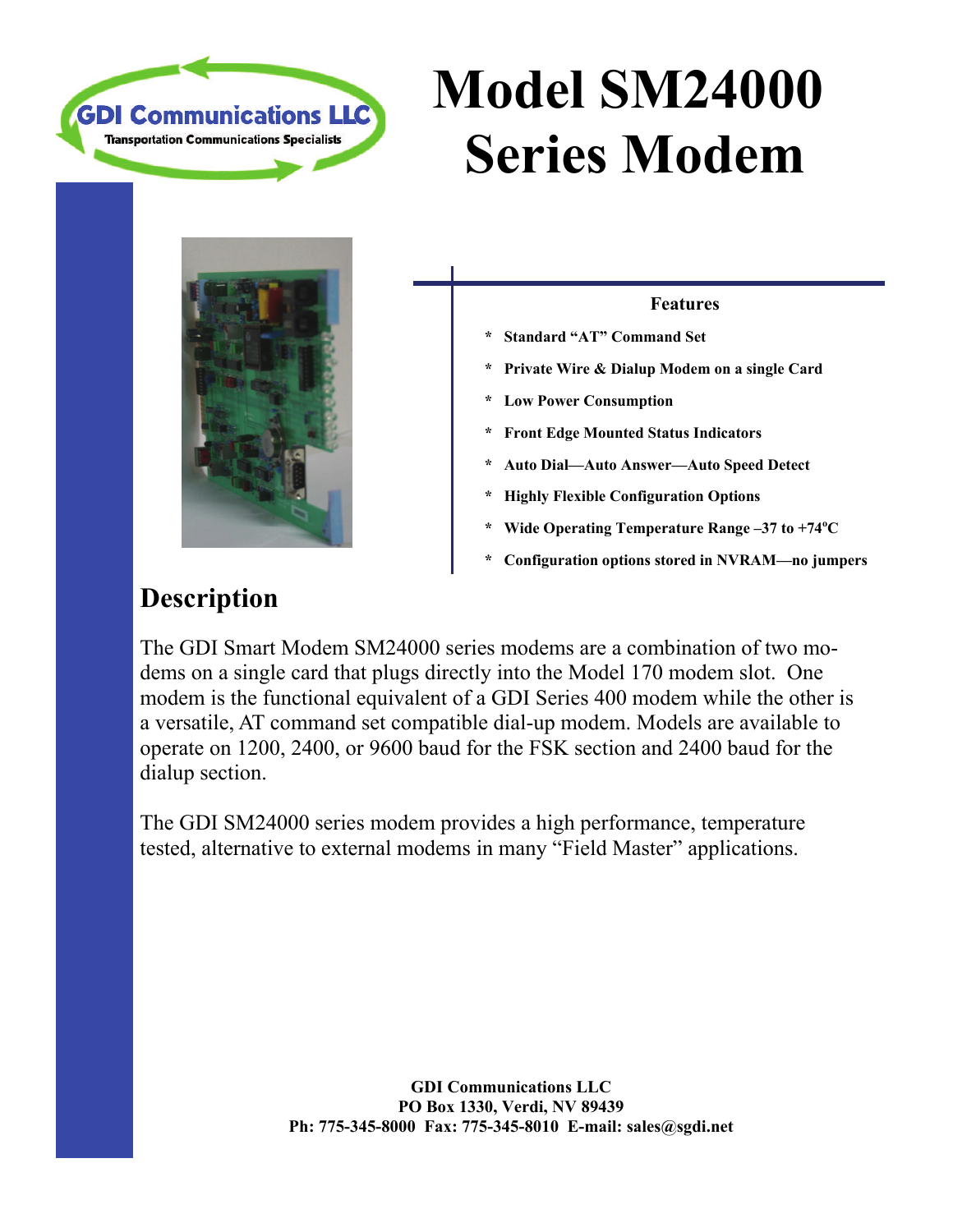GDI Communications LLC

Transportation Communications Specialists

# Model SM24000 Series Modem

**Features**

- **Standard "AT" Command Set**
- **Private Wire & Dialup Modem on a single Card**
- **Low Power Consumption**
- **Front Edge Mounted Status Indicators**
- **Auto Dial—Auto Answer—Auto Speed Detect**
- **Highly Flexible Configuration Options**
- **Wide Operating Temperature Range –37 to +74ºC**
- **Configuration options stored in NVRAM—no jumpers**

## Description

The GDI Smart Modem SM24000 series modems are a combination of two modems on a single card that plugs directly into the Model 170 modem slot. One modem is the functional equivalent of a GDI Series 400 modem while the other is a versatile, AT command set compatible dial-up modem. Models are available to operate on 1200, 2400, or 9600 baud for the FSK section and 2400 baud for the dialup section.

The GDI SM24000 series modem provides a high performance, temperature tested, alternative to external modems in many "Field Master" applications.

**GDI Communications LLC**
**PO Box 1330, Verdi, NV 89439**
**Ph: 775-345-8000 Fax: 775-345-8010 E-mail: sales@sgdi.net**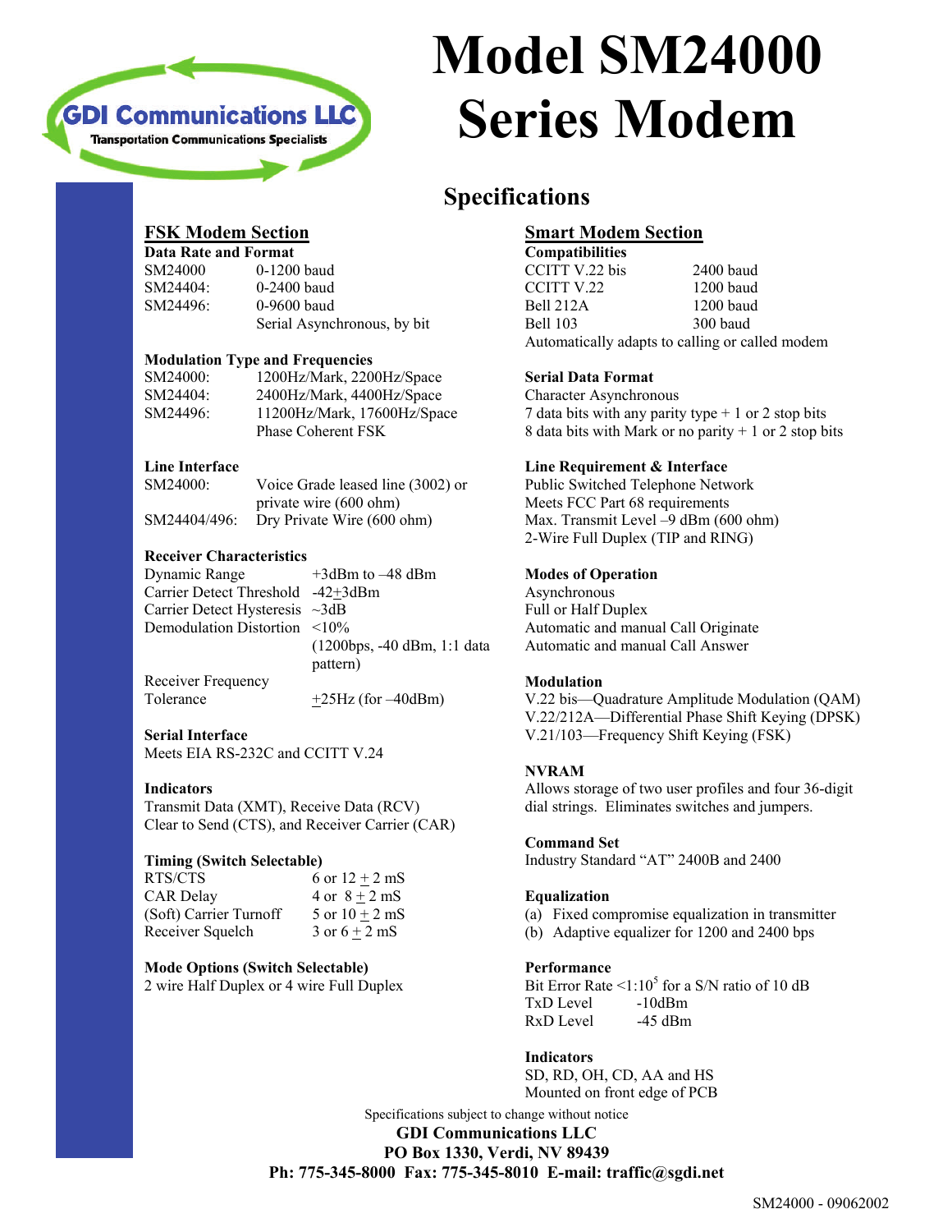GDI Communications LLC

Transportation Communications Specialists

# Model SM24000 Series Modem

## Specifications

### FSK Modem Section

**Data Rate and Format**

| | |
|---|---|
| SM24000 | 0-1200 baud |
| SM24404: | 0-2400 baud |
| SM24496: | 0-9600 baud |
| | Serial Asynchronous, by bit |

**Modulation Type and Frequencies**

| | |
|---|---|
| SM24000: | 1200Hz/Mark, 2200Hz/Space |
| SM24404: | 2400Hz/Mark, 4400Hz/Space |
| SM24496: | 11200Hz/Mark, 17600Hz/Space |
| | Phase Coherent FSK |

**Line Interface**

| | |
|---|---|
| SM24000: | Voice Grade leased line (3002) or private wire (600 ohm) |
| SM24404/496: | Dry Private Wire (600 ohm) |

**Receiver Characteristics**

| | |
|---|---|
| Dynamic Range | +3dBm to –48 dBm |
| Carrier Detect Threshold | -42±3dBm |
| Carrier Detect Hysteresis | ~3dB |
| Demodulation Distortion | <10% (1200bps, -40 dBm, 1:1 data pattern) |
| Receiver Frequency Tolerance | ±25Hz (for –40dBm) |

**Serial Interface**

Meets EIA RS-232C and CCITT V.24

**Indicators**

Transmit Data (XMT), Receive Data (RCV)
Clear to Send (CTS), and Receiver Carrier (CAR)

**Timing (Switch Selectable)**

| | |
|---|---|
| RTS/CTS | 6 or 12 ± 2 mS |
| CAR Delay | 4 or 8 ± 2 mS |
| (Soft) Carrier Turnoff | 5 or 10 ± 2 mS |
| Receiver Squelch | 3 or 6 ± 2 mS |

**Mode Options (Switch Selectable)**

2 wire Half Duplex or 4 wire Full Duplex

### Smart Modem Section

**Compatibilities**

| | |
|---|---|
| CCITT V.22 bis | 2400 baud |
| CCITT V.22 | 1200 baud |
| Bell 212A | 1200 baud |
| Bell 103 | 300 baud |

Automatically adapts to calling or called modem

**Serial Data Format**

Character Asynchronous
7 data bits with any parity type + 1 or 2 stop bits
8 data bits with Mark or no parity + 1 or 2 stop bits

**Line Requirement & Interface**

Public Switched Telephone Network
Meets FCC Part 68 requirements
Max. Transmit Level –9 dBm (600 ohm)
2-Wire Full Duplex (TIP and RING)

**Modes of Operation**

Asynchronous
Full or Half Duplex
Automatic and manual Call Originate
Automatic and manual Call Answer

**Modulation**

V.22 bis—Quadrature Amplitude Modulation (QAM)
V.22/212A—Differential Phase Shift Keying (DPSK)
V.21/103—Frequency Shift Keying (FSK)

**NVRAM**

Allows storage of two user profiles and four 36-digit dial strings. Eliminates switches and jumpers.

**Command Set**

Industry Standard "AT" 2400B and 2400

**Equalization**

(a) Fixed compromise equalization in transmitter
(b) Adaptive equalizer for 1200 and 2400 bps

**Performance**

Bit Error Rate <1:$10^5$ for a S/N ratio of 10 dB

| | |
|---|---|
| TxD Level | -10dBm |
| RxD Level | -45 dBm |

**Indicators**

SD, RD, OH, CD, AA and HS
Mounted on front edge of PCB

Specifications subject to change without notice

**GDI Communications LLC**
**PO Box 1330, Verdi, NV 89439**
**Ph: 775-345-8000 Fax: 775-345-8010 E-mail: traffic@sgdi.net**

SM24000 - 09062002